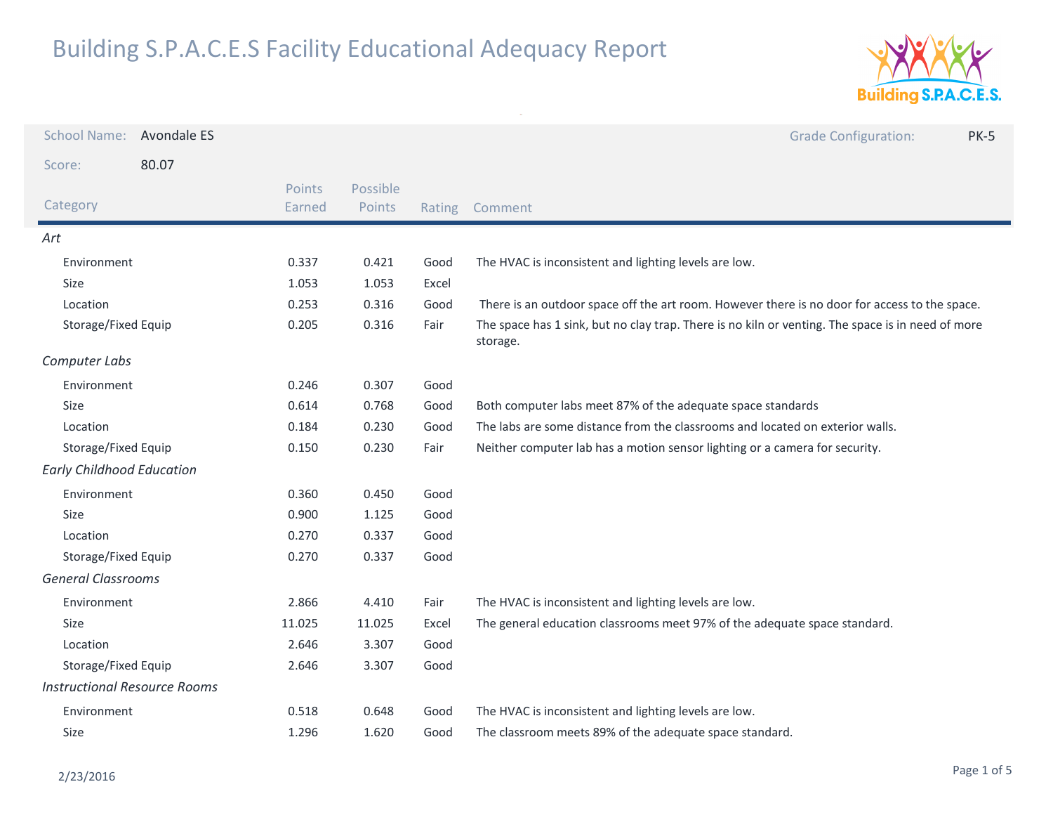# Building S.P.A.C.E.S Facility Educational Adequacy Report

**School Name:** Avondale ES

**Grade Configuration:** PK-5

**Score:** 80.07

| Category | Points Earned | Possible Points | Rating | Comment |
|---|---|---|---|---|
| *Art* | | | | |
| Environment | 0.337 | 0.421 | Good | The HVAC is inconsistent and lighting levels are low. |
| Size | 1.053 | 1.053 | Excel | |
| Location | 0.253 | 0.316 | Good | There is an outdoor space off the art room. However there is no door for access to the space. |
| Storage/Fixed Equip | 0.205 | 0.316 | Fair | The space has 1 sink, but no clay trap. There is no kiln or venting. The space is in need of more storage. |
| *Computer Labs* | | | | |
| Environment | 0.246 | 0.307 | Good | |
| Size | 0.614 | 0.768 | Good | Both computer labs meet 87% of the adequate space standards |
| Location | 0.184 | 0.230 | Good | The labs are some distance from the classrooms and located on exterior walls. |
| Storage/Fixed Equip | 0.150 | 0.230 | Fair | Neither computer lab has a motion sensor lighting or a camera for security. |
| *Early Childhood Education* | | | | |
| Environment | 0.360 | 0.450 | Good | |
| Size | 0.900 | 1.125 | Good | |
| Location | 0.270 | 0.337 | Good | |
| Storage/Fixed Equip | 0.270 | 0.337 | Good | |
| *General Classrooms* | | | | |
| Environment | 2.866 | 4.410 | Fair | The HVAC is inconsistent and lighting levels are low. |
| Size | 11.025 | 11.025 | Excel | The general education classrooms meet 97% of the adequate space standard. |
| Location | 2.646 | 3.307 | Good | |
| Storage/Fixed Equip | 2.646 | 3.307 | Good | |
| *Instructional Resource Rooms* | | | | |
| Environment | 0.518 | 0.648 | Good | The HVAC is inconsistent and lighting levels are low. |
| Size | 1.296 | 1.620 | Good | The classroom meets 89% of the adequate space standard. |

2/23/2016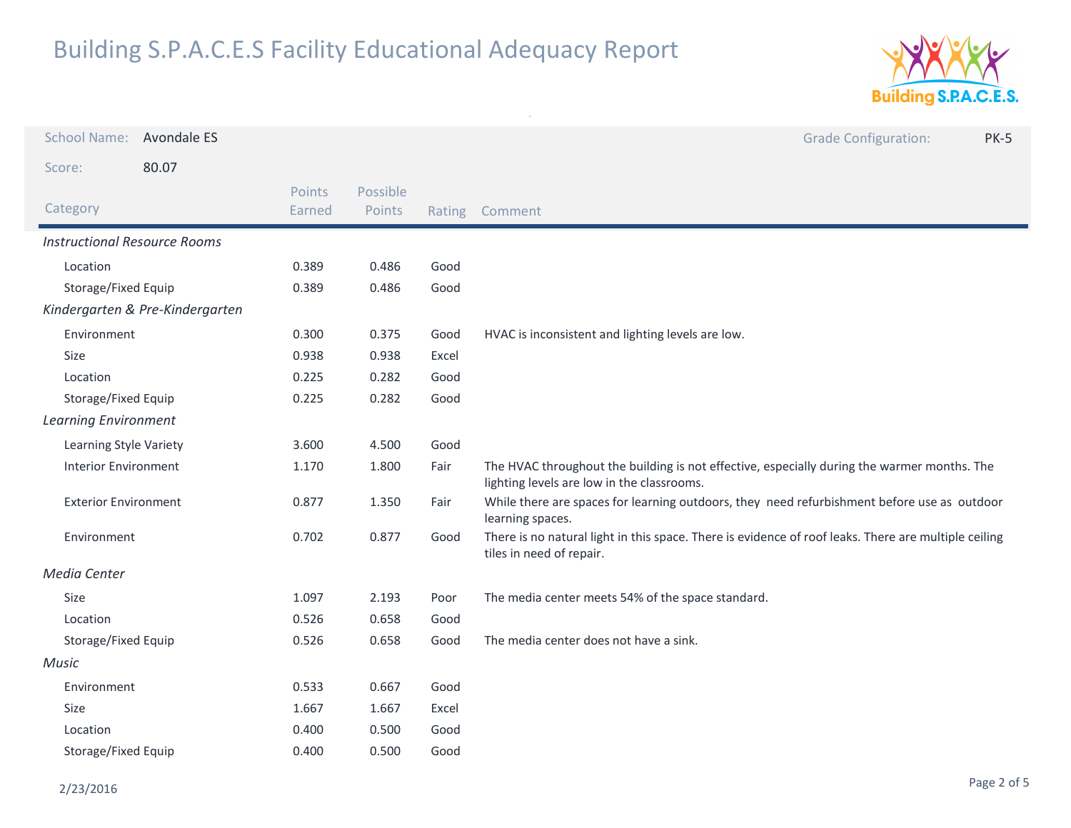# Building S.P.A.C.E.S Facility Educational Adequacy Report

**School Name:** Avondale ES

**Grade Configuration:** PK-5

**Score:** 80.07

| Category | Points Earned | Possible Points | Rating | Comment |
|---|---|---|---|---|
| *Instructional Resource Rooms* | | | | |
| Location | 0.389 | 0.486 | Good | |
| Storage/Fixed Equip | 0.389 | 0.486 | Good | |
| *Kindergarten & Pre-Kindergarten* | | | | |
| Environment | 0.300 | 0.375 | Good | HVAC is inconsistent and lighting levels are low. |
| Size | 0.938 | 0.938 | Excel | |
| Location | 0.225 | 0.282 | Good | |
| Storage/Fixed Equip | 0.225 | 0.282 | Good | |
| *Learning Environment* | | | | |
| Learning Style Variety | 3.600 | 4.500 | Good | |
| Interior Environment | 1.170 | 1.800 | Fair | The HVAC throughout the building is not effective, especially during the warmer months. The lighting levels are low in the classrooms. |
| Exterior Environment | 0.877 | 1.350 | Fair | While there are spaces for learning outdoors, they need refurbishment before use as outdoor learning spaces. |
| Environment | 0.702 | 0.877 | Good | There is no natural light in this space. There is evidence of roof leaks. There are multiple ceiling tiles in need of repair. |
| *Media Center* | | | | |
| Size | 1.097 | 2.193 | Poor | The media center meets 54% of the space standard. |
| Location | 0.526 | 0.658 | Good | |
| Storage/Fixed Equip | 0.526 | 0.658 | Good | The media center does not have a sink. |
| *Music* | | | | |
| Environment | 0.533 | 0.667 | Good | |
| Size | 1.667 | 1.667 | Excel | |
| Location | 0.400 | 0.500 | Good | |
| Storage/Fixed Equip | 0.400 | 0.500 | Good | |

2/23/2016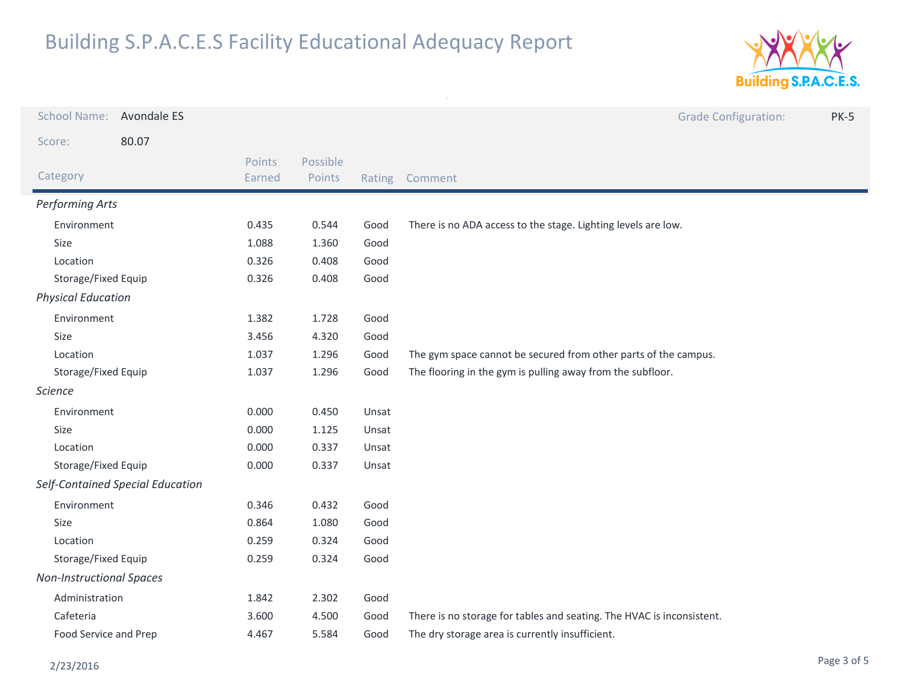# Building S.P.A.C.E.S Facility Educational Adequacy Report

School Name: Avondale ES

Grade Configuration: PK-5

Score: 80.07

| Category | Points Earned | Possible Points | Rating | Comment |
|---|---|---|---|---|
| *Performing Arts* | | | | |
| Environment | 0.435 | 0.544 | Good | There is no ADA access to the stage. Lighting levels are low. |
| Size | 1.088 | 1.360 | Good | |
| Location | 0.326 | 0.408 | Good | |
| Storage/Fixed Equip | 0.326 | 0.408 | Good | |
| *Physical Education* | | | | |
| Environment | 1.382 | 1.728 | Good | |
| Size | 3.456 | 4.320 | Good | |
| Location | 1.037 | 1.296 | Good | The gym space cannot be secured from other parts of the campus. |
| Storage/Fixed Equip | 1.037 | 1.296 | Good | The flooring in the gym is pulling away from the subfloor. |
| *Science* | | | | |
| Environment | 0.000 | 0.450 | Unsat | |
| Size | 0.000 | 1.125 | Unsat | |
| Location | 0.000 | 0.337 | Unsat | |
| Storage/Fixed Equip | 0.000 | 0.337 | Unsat | |
| *Self-Contained Special Education* | | | | |
| Environment | 0.346 | 0.432 | Good | |
| Size | 0.864 | 1.080 | Good | |
| Location | 0.259 | 0.324 | Good | |
| Storage/Fixed Equip | 0.259 | 0.324 | Good | |
| *Non-Instructional Spaces* | | | | |
| Administration | 1.842 | 2.302 | Good | |
| Cafeteria | 3.600 | 4.500 | Good | There is no storage for tables and seating. The HVAC is inconsistent. |
| Food Service and Prep | 4.467 | 5.584 | Good | The dry storage area is currently insufficient. |

2/23/2016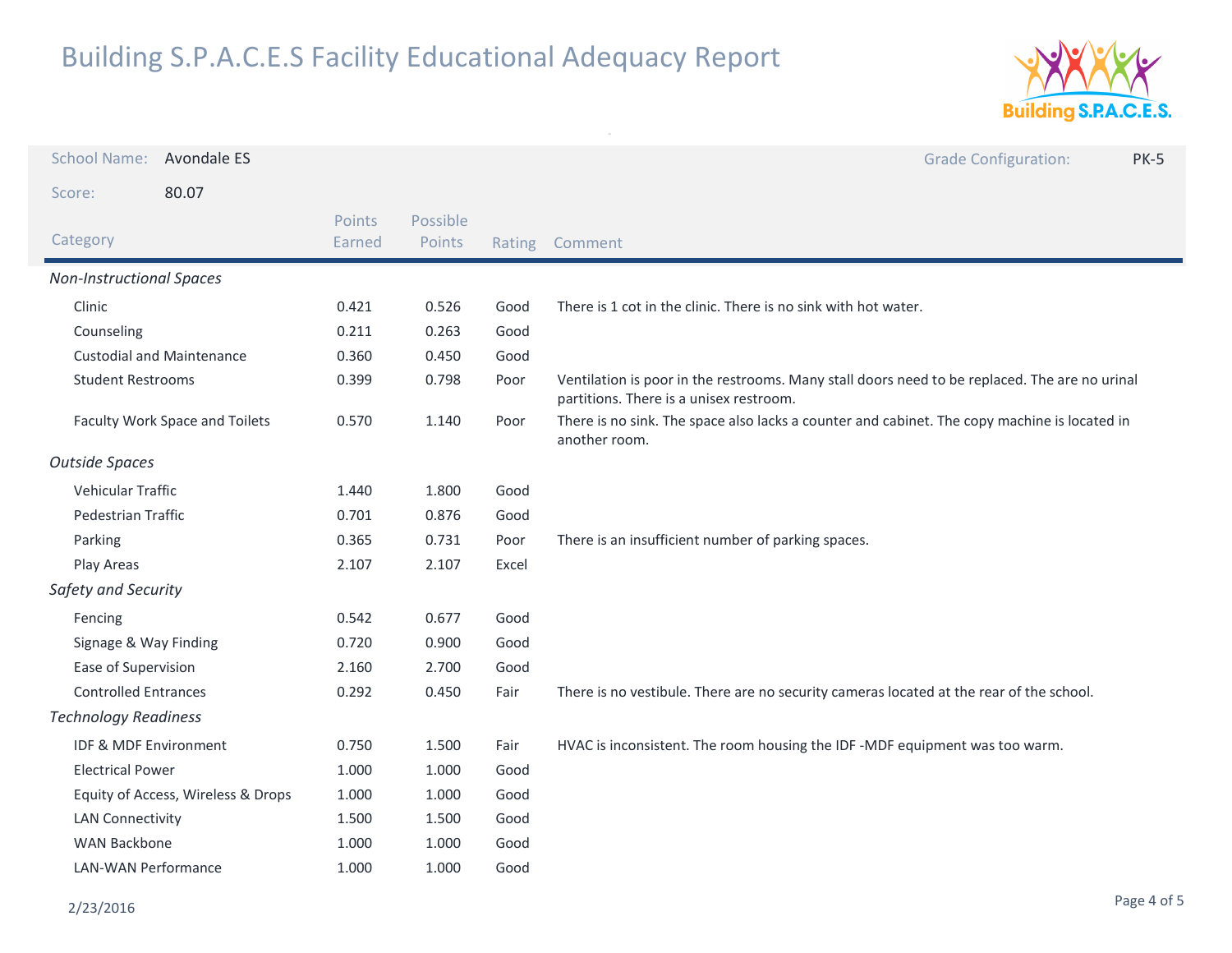# Building S.P.A.C.E.S Facility Educational Adequacy Report

School Name: Avondale ES

Grade Configuration: PK-5

Score: 80.07

| Category | Points Earned | Possible Points | Rating | Comment |
|---|---|---|---|---|
| *Non-Instructional Spaces* | | | | |
| Clinic | 0.421 | 0.526 | Good | There is 1 cot in the clinic. There is no sink with hot water. |
| Counseling | 0.211 | 0.263 | Good | |
| Custodial and Maintenance | 0.360 | 0.450 | Good | |
| Student Restrooms | 0.399 | 0.798 | Poor | Ventilation is poor in the restrooms. Many stall doors need to be replaced. The are no urinal partitions. There is a unisex restroom. |
| Faculty Work Space and Toilets | 0.570 | 1.140 | Poor | There is no sink. The space also lacks a counter and cabinet. The copy machine is located in another room. |
| *Outside Spaces* | | | | |
| Vehicular Traffic | 1.440 | 1.800 | Good | |
| Pedestrian Traffic | 0.701 | 0.876 | Good | |
| Parking | 0.365 | 0.731 | Poor | There is an insufficient number of parking spaces. |
| Play Areas | 2.107 | 2.107 | Excel | |
| *Safety and Security* | | | | |
| Fencing | 0.542 | 0.677 | Good | |
| Signage & Way Finding | 0.720 | 0.900 | Good | |
| Ease of Supervision | 2.160 | 2.700 | Good | |
| Controlled Entrances | 0.292 | 0.450 | Fair | There is no vestibule. There are no security cameras located at the rear of the school. |
| *Technology Readiness* | | | | |
| IDF & MDF Environment | 0.750 | 1.500 | Fair | HVAC is inconsistent. The room housing the IDF -MDF equipment was too warm. |
| Electrical Power | 1.000 | 1.000 | Good | |
| Equity of Access, Wireless & Drops | 1.000 | 1.000 | Good | |
| LAN Connectivity | 1.500 | 1.500 | Good | |
| WAN Backbone | 1.000 | 1.000 | Good | |
| LAN-WAN Performance | 1.000 | 1.000 | Good | |

2/23/2016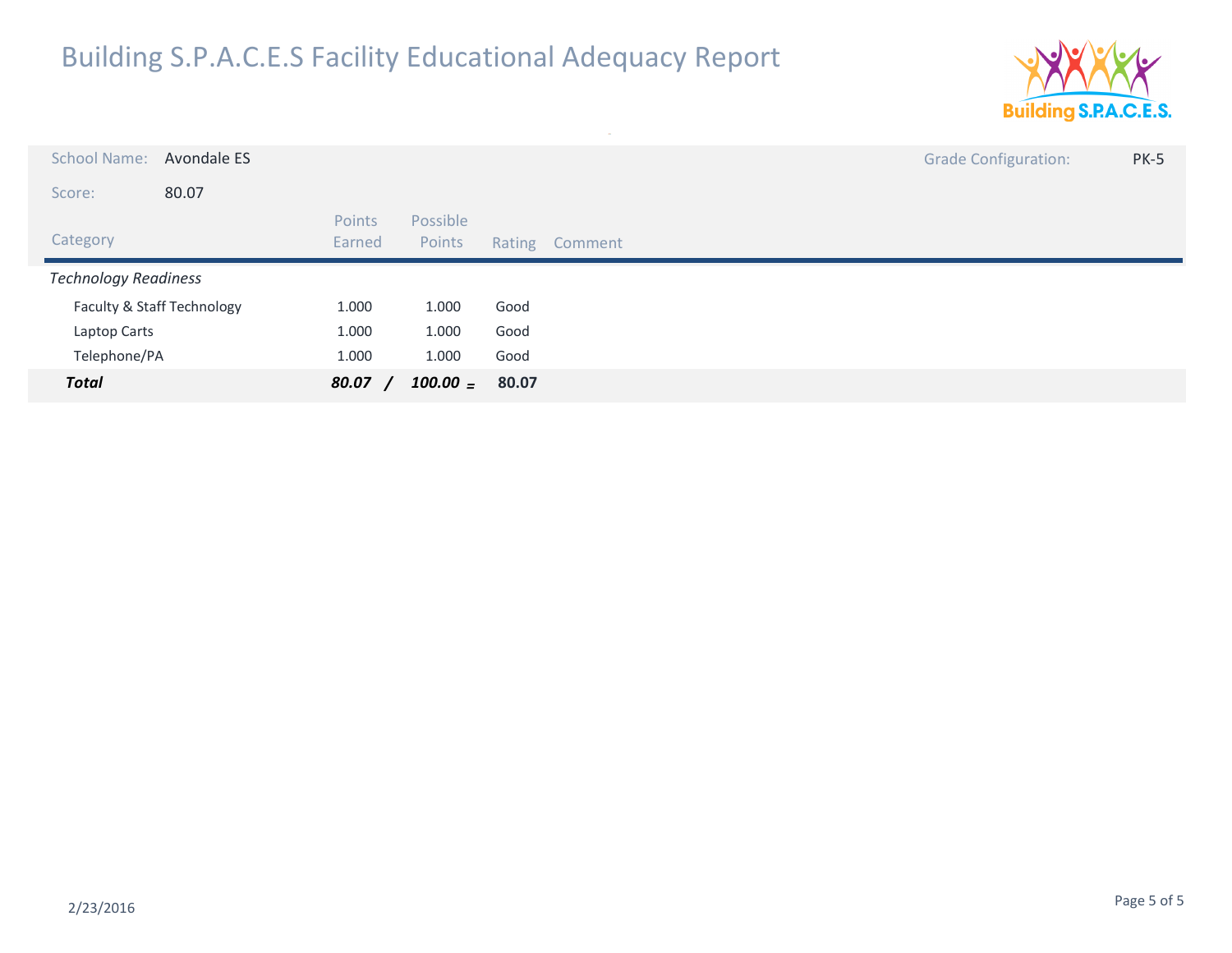# Building S.P.A.C.E.S Facility Educational Adequacy Report

| | | | |
|---|---|---|---|
| School Name: | Avondale ES | Grade Configuration: | PK-5 |
| Score: | 80.07 | | |

| Category | Points Earned | Possible Points | Rating | Comment |
|---|---|---|---|---|
| *Technology Readiness* | | | | |
| Faculty & Staff Technology | 1.000 | 1.000 | Good | |
| Laptop Carts | 1.000 | 1.000 | Good | |
| Telephone/PA | 1.000 | 1.000 | Good | |
| ***Total*** | ***80.07 /*** | ***100.00 =*** | **80.07** | |

2/23/2016